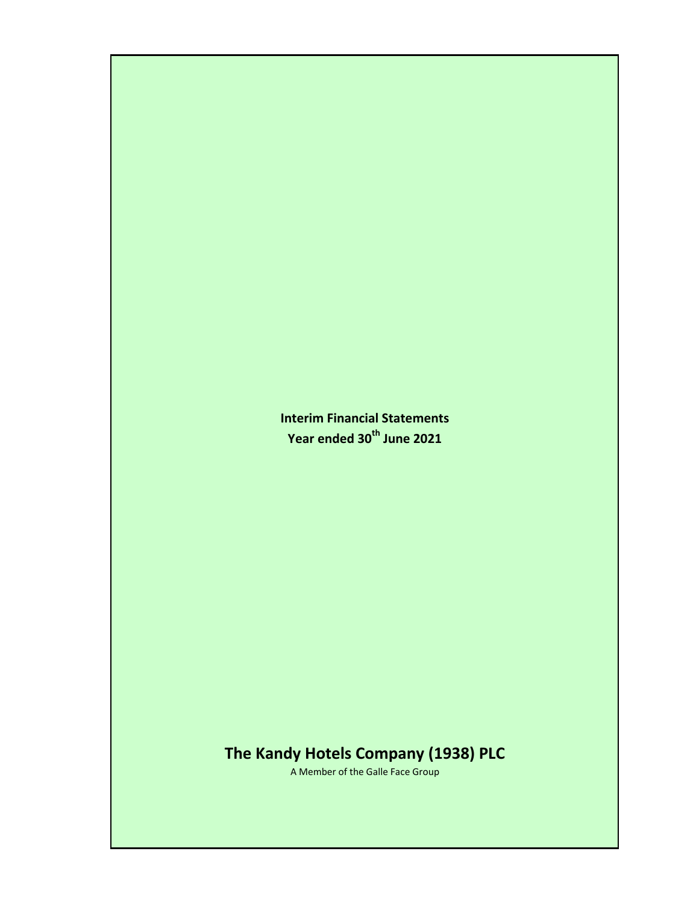**Interim Financial Statements**

**Year ended 30th June 2021**

# The Kandy Hotels Company (1938) PLC

A Member of the Galle Face Group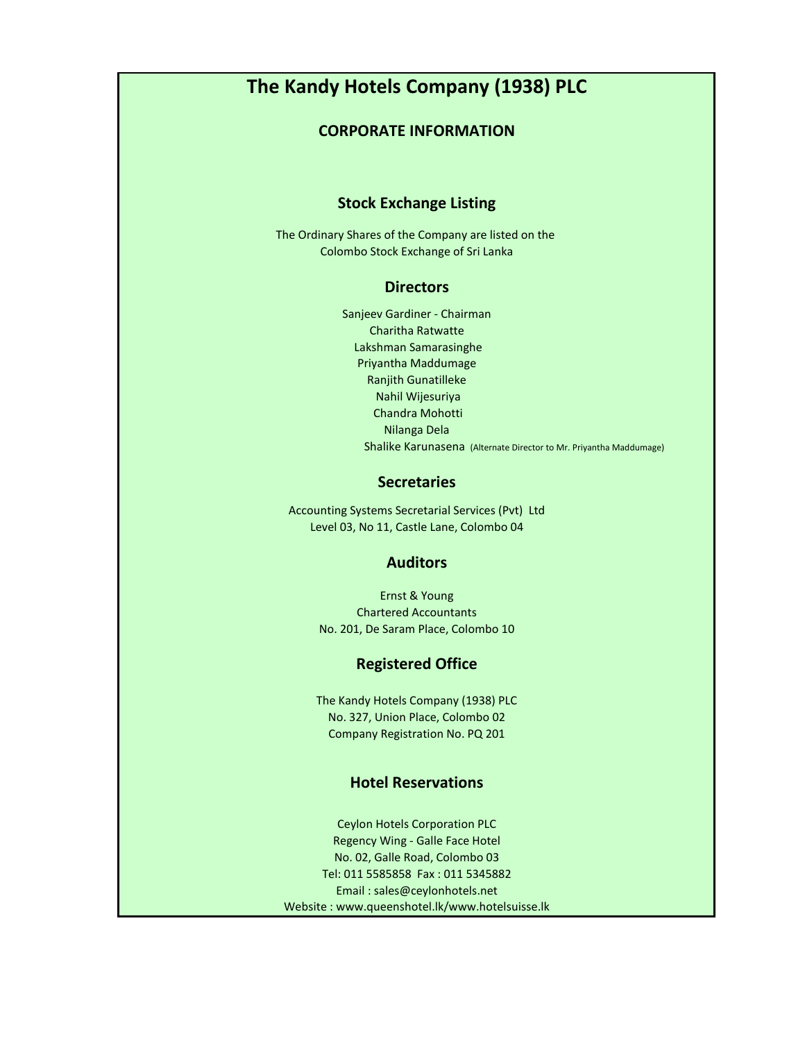# The Kandy Hotels Company (1938) PLC

## CORPORATE INFORMATION

### Stock Exchange Listing

The Ordinary Shares of the Company are listed on the
Colombo Stock Exchange of Sri Lanka

### Directors

Sanjeev Gardiner - Chairman
Charitha Ratwatte
Lakshman Samarasinghe
Priyantha Maddumage
Ranjith Gunatilleke
Nahil Wijesuriya
Chandra Mohotti
Nilanga Dela
Shalike Karunasena (Alternate Director to Mr. Priyantha Maddumage)

### Secretaries

Accounting Systems Secretarial Services (Pvt) Ltd
Level 03, No 11, Castle Lane, Colombo 04

### Auditors

Ernst & Young
Chartered Accountants
No. 201, De Saram Place, Colombo 10

### Registered Office

The Kandy Hotels Company (1938) PLC
No. 327, Union Place, Colombo 02
Company Registration No. PQ 201

### Hotel Reservations

Ceylon Hotels Corporation PLC
Regency Wing - Galle Face Hotel
No. 02, Galle Road, Colombo 03
Tel: 011 5585858 Fax : 011 5345882
Email : sales@ceylonhotels.net
Website : www.queenshotel.lk/www.hotelsuisse.lk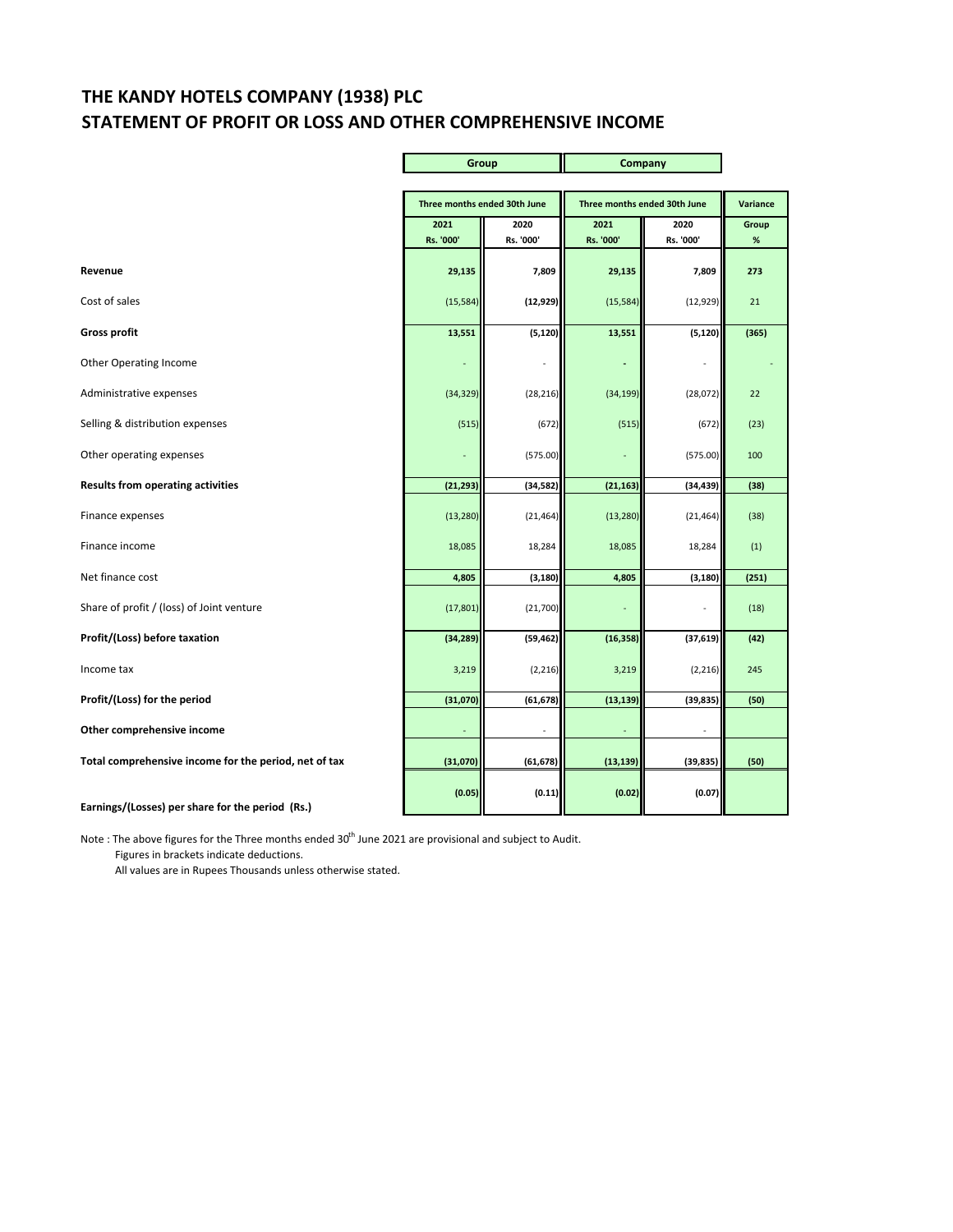# THE KANDY HOTELS COMPANY (1938) PLC
## STATEMENT OF PROFIT OR LOSS AND OTHER COMPREHENSIVE INCOME

| | Group | | Company | | |
|---|---|---|---|---|---|
| | Three months ended 30th June | | Three months ended 30th June | | Variance |
| | 2021 Rs. '000' | 2020 Rs. '000' | 2021 Rs. '000' | 2020 Rs. '000' | Group % |
| **Revenue** | **29,135** | **7,809** | **29,135** | **7,809** | **273** |
| Cost of sales | (15,584) | **(12,929)** | (15,584) | (12,929) | 21 |
| **Gross profit** | **13,551** | **(5,120)** | **13,551** | **(5,120)** | **(365)** |
| Other Operating Income | - | - | - | - | - |
| Administrative expenses | (34,329) | (28,216) | (34,199) | (28,072) | 22 |
| Selling & distribution expenses | (515) | (672) | (515) | (672) | (23) |
| Other operating expenses | - | (575.00) | - | (575.00) | 100 |
| **Results from operating activities** | **(21,293)** | **(34,582)** | **(21,163)** | **(34,439)** | **(38)** |
| Finance expenses | (13,280) | (21,464) | (13,280) | (21,464) | (38) |
| Finance income | 18,085 | 18,284 | 18,085 | 18,284 | (1) |
| Net finance cost | **4,805** | **(3,180)** | **4,805** | **(3,180)** | **(251)** |
| Share of profit / (loss) of Joint venture | (17,801) | (21,700) | - | - | (18) |
| **Profit/(Loss) before taxation** | **(34,289)** | **(59,462)** | **(16,358)** | **(37,619)** | **(42)** |
| Income tax | 3,219 | (2,216) | 3,219 | (2,216) | 245 |
| **Profit/(Loss) for the period** | **(31,070)** | **(61,678)** | **(13,139)** | **(39,835)** | **(50)** |
| **Other comprehensive income** | - | - | - | - | |
| **Total comprehensive income for the period, net of tax** | **(31,070)** | **(61,678)** | **(13,139)** | **(39,835)** | **(50)** |
| **Earnings/(Losses) per share for the period (Rs.)** | **(0.05)** | **(0.11)** | **(0.02)** | **(0.07)** | |

Note : The above figures for the Three months ended 30th June 2021 are provisional and subject to Audit.

Figures in brackets indicate deductions.

All values are in Rupees Thousands unless otherwise stated.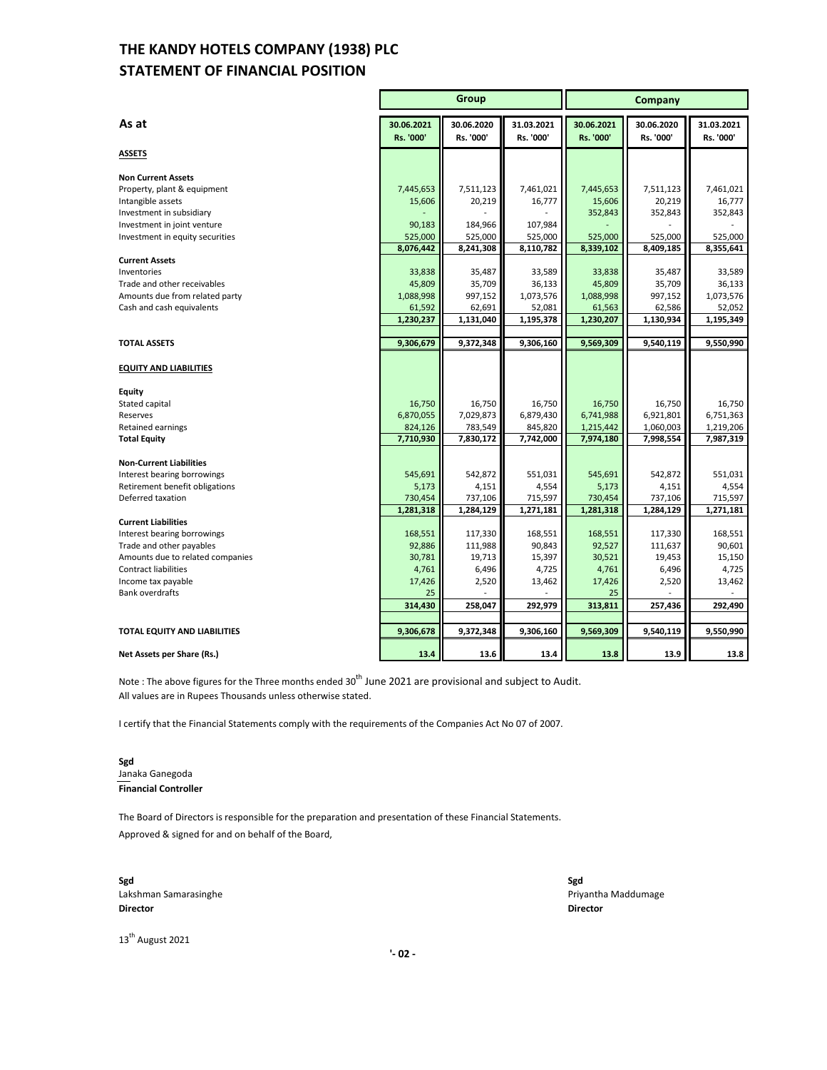# THE KANDY HOTELS COMPANY (1938) PLC
## STATEMENT OF FINANCIAL POSITION

| | Group | | | Company | | |
|---|---|---|---|---|---|---|
| **As at** | **30.06.2021 Rs. '000'** | **30.06.2020 Rs. '000'** | **31.03.2021 Rs. '000'** | **30.06.2021 Rs. '000'** | **30.06.2020 Rs. '000'** | **31.03.2021 Rs. '000'** |
| **ASSETS** | | | | | | |
| **Non Current Assets** | | | | | | |
| Property, plant & equipment | 7,445,653 | 7,511,123 | 7,461,021 | 7,445,653 | 7,511,123 | 7,461,021 |
| Intangible assets | 15,606 | 20,219 | 16,777 | 15,606 | 20,219 | 16,777 |
| Investment in subsidiary | - | - | - | 352,843 | 352,843 | 352,843 |
| Investment in joint venture | 90,183 | 184,966 | 107,984 | - | - | - |
| Investment in equity securities | 525,000 | 525,000 | 525,000 | 525,000 | 525,000 | 525,000 |
| | **8,076,442** | **8,241,308** | **8,110,782** | **8,339,102** | **8,409,185** | **8,355,641** |
| **Current Assets** | | | | | | |
| Inventories | 33,838 | 35,487 | 33,589 | 33,838 | 35,487 | 33,589 |
| Trade and other receivables | 45,809 | 35,709 | 36,133 | 45,809 | 35,709 | 36,133 |
| Amounts due from related party | 1,088,998 | 997,152 | 1,073,576 | 1,088,998 | 997,152 | 1,073,576 |
| Cash and cash equivalents | 61,592 | 62,691 | 52,081 | 61,563 | 62,586 | 52,052 |
| | **1,230,237** | **1,131,040** | **1,195,378** | **1,230,207** | **1,130,934** | **1,195,349** |
| **TOTAL ASSETS** | **9,306,679** | **9,372,348** | **9,306,160** | **9,569,309** | **9,540,119** | **9,550,990** |
| **EQUITY AND LIABILITIES** | | | | | | |
| **Equity** | | | | | | |
| Stated capital | 16,750 | 16,750 | 16,750 | 16,750 | 16,750 | 16,750 |
| Reserves | 6,870,055 | 7,029,873 | 6,879,430 | 6,741,988 | 6,921,801 | 6,751,363 |
| Retained earnings | 824,126 | 783,549 | 845,820 | 1,215,442 | 1,060,003 | 1,219,206 |
| **Total Equity** | **7,710,930** | **7,830,172** | **7,742,000** | **7,974,180** | **7,998,554** | **7,987,319** |
| **Non-Current Liabilities** | | | | | | |
| Interest bearing borrowings | 545,691 | 542,872 | 551,031 | 545,691 | 542,872 | 551,031 |
| Retirement benefit obligations | 5,173 | 4,151 | 4,554 | 5,173 | 4,151 | 4,554 |
| Deferred taxation | 730,454 | 737,106 | 715,597 | 730,454 | 737,106 | 715,597 |
| | **1,281,318** | **1,284,129** | **1,271,181** | **1,281,318** | **1,284,129** | **1,271,181** |
| **Current Liabilities** | | | | | | |
| Interest bearing borrowings | 168,551 | 117,330 | 168,551 | 168,551 | 117,330 | 168,551 |
| Trade and other payables | 92,886 | 111,988 | 90,843 | 92,527 | 111,637 | 90,601 |
| Amounts due to related companies | 30,781 | 19,713 | 15,397 | 30,521 | 19,453 | 15,150 |
| Contract liabilities | 4,761 | 6,496 | 4,725 | 4,761 | 6,496 | 4,725 |
| Income tax payable | 17,426 | 2,520 | 13,462 | 17,426 | 2,520 | 13,462 |
| Bank overdrafts | 25 | - | - | 25 | - | - |
| | **314,430** | **258,047** | **292,979** | **313,811** | **257,436** | **292,490** |
| **TOTAL EQUITY AND LIABILITIES** | **9,306,678** | **9,372,348** | **9,306,160** | **9,569,309** | **9,540,119** | **9,550,990** |
| **Net Assets per Share (Rs.)** | **13.4** | **13.6** | **13.4** | **13.8** | **13.9** | **13.8** |

Note : The above figures for the Three months ended 30th June 2021 are provisional and subject to Audit.
All values are in Rupees Thousands unless otherwise stated.

I certify that the Financial Statements comply with the requirements of the Companies Act No 07 of 2007.

**Sgd**
Janaka Ganegoda
**Financial Controller**

The Board of Directors is responsible for the preparation and presentation of these Financial Statements.
Approved & signed for and on behalf of the Board,

**Sgd**
Lakshman Samarasinghe
**Director**

**Sgd**
Priyantha Maddumage
**Director**

13th August 2021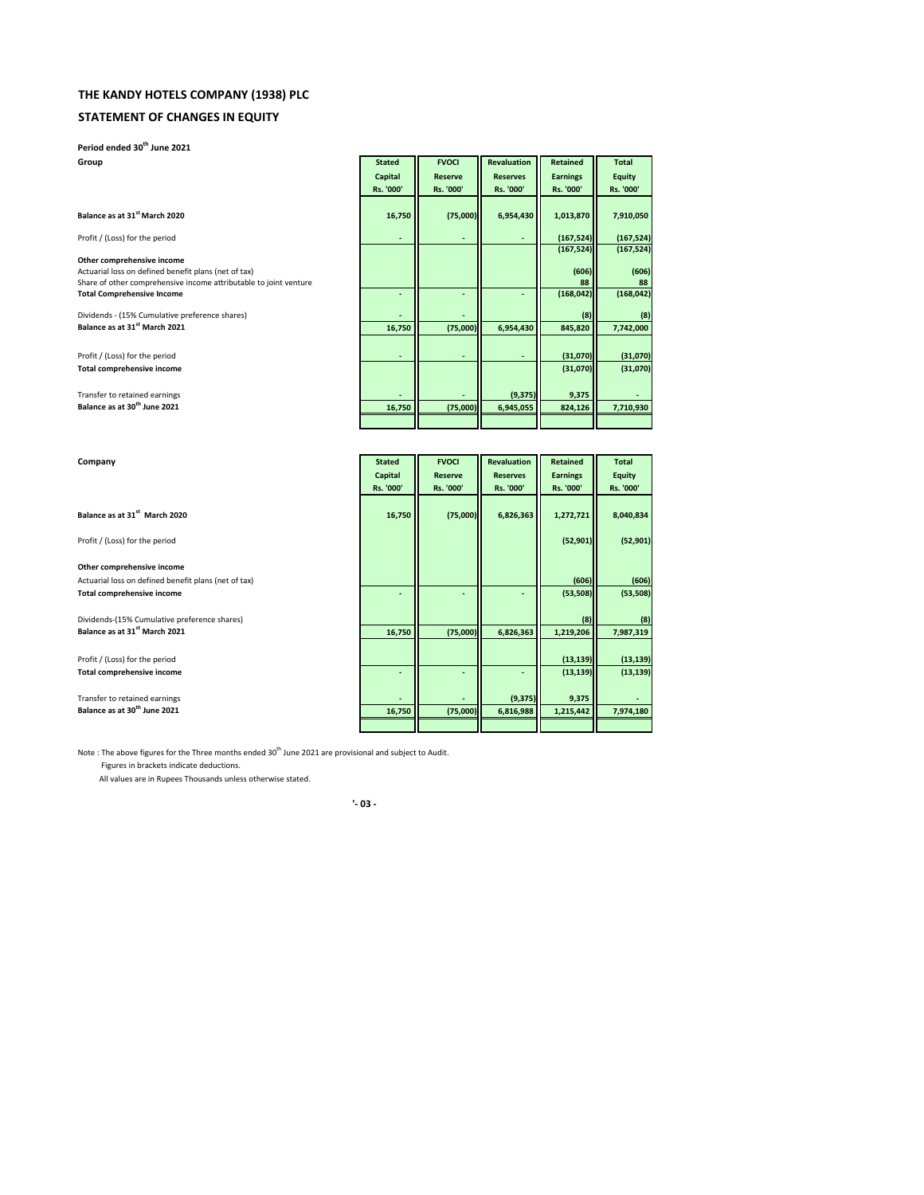# THE KANDY HOTELS COMPANY (1938) PLC

## STATEMENT OF CHANGES IN EQUITY

**Period ended 30th June 2021**

**Group**

| | Stated Capital Rs. '000' | FVOCI Reserve Rs. '000' | Revaluation Reserves Rs. '000' | Retained Earnings Rs. '000' | Total Equity Rs. '000' |
|---|---|---|---|---|---|
| **Balance as at 31st March 2020** | 16,750 | (75,000) | 6,954,430 | 1,013,870 | 7,910,050 |
| Profit / (Loss) for the period | - | - | - | (167,524) | (167,524) |
| | | | | (167,524) | (167,524) |
| **Other comprehensive income** | | | | | |
| Actuarial loss on defined benefit plans (net of tax) | | | | (606) | (606) |
| Share of other comprehensive income attributable to joint venture | | | | 88 | 88 |
| **Total Comprehensive Income** | - | - | - | (168,042) | (168,042) |
| Dividends - (15% Cumulative preference shares) | - | - | | (8) | (8) |
| **Balance as at 31st March 2021** | 16,750 | (75,000) | 6,954,430 | 845,820 | 7,742,000 |
| Profit / (Loss) for the period | - | - | - | (31,070) | (31,070) |
| **Total comprehensive income** | | | | (31,070) | (31,070) |
| Transfer to retained earnings | - | - | (9,375) | 9,375 | - |
| **Balance as at 30th June 2021** | 16,750 | (75,000) | 6,945,055 | 824,126 | 7,710,930 |

**Company**

| | Stated Capital Rs. '000' | FVOCI Reserve Rs. '000' | Revaluation Reserves Rs. '000' | Retained Earnings Rs. '000' | Total Equity Rs. '000' |
|---|---|---|---|---|---|
| **Balance as at 31st March 2020** | 16,750 | (75,000) | 6,826,363 | 1,272,721 | 8,040,834 |
| Profit / (Loss) for the period | | | | (52,901) | (52,901) |
| **Other comprehensive income** | | | | | |
| Actuarial loss on defined benefit plans (net of tax) | | | | (606) | (606) |
| **Total comprehensive income** | - | - | - | (53,508) | (53,508) |
| Dividends-(15% Cumulative preference shares) | | | | (8) | (8) |
| **Balance as at 31st March 2021** | 16,750 | (75,000) | 6,826,363 | 1,219,206 | 7,987,319 |
| Profit / (Loss) for the period | | | | (13,139) | (13,139) |
| **Total comprehensive income** | - | - | - | (13,139) | (13,139) |
| Transfer to retained earnings | - | - | (9,375) | 9,375 | - |
| **Balance as at 30th June 2021** | 16,750 | (75,000) | 6,816,988 | 1,215,442 | 7,974,180 |

Note : The above figures for the Three months ended 30th June 2021 are provisional and subject to Audit.

Figures in brackets indicate deductions.

All values are in Rupees Thousands unless otherwise stated.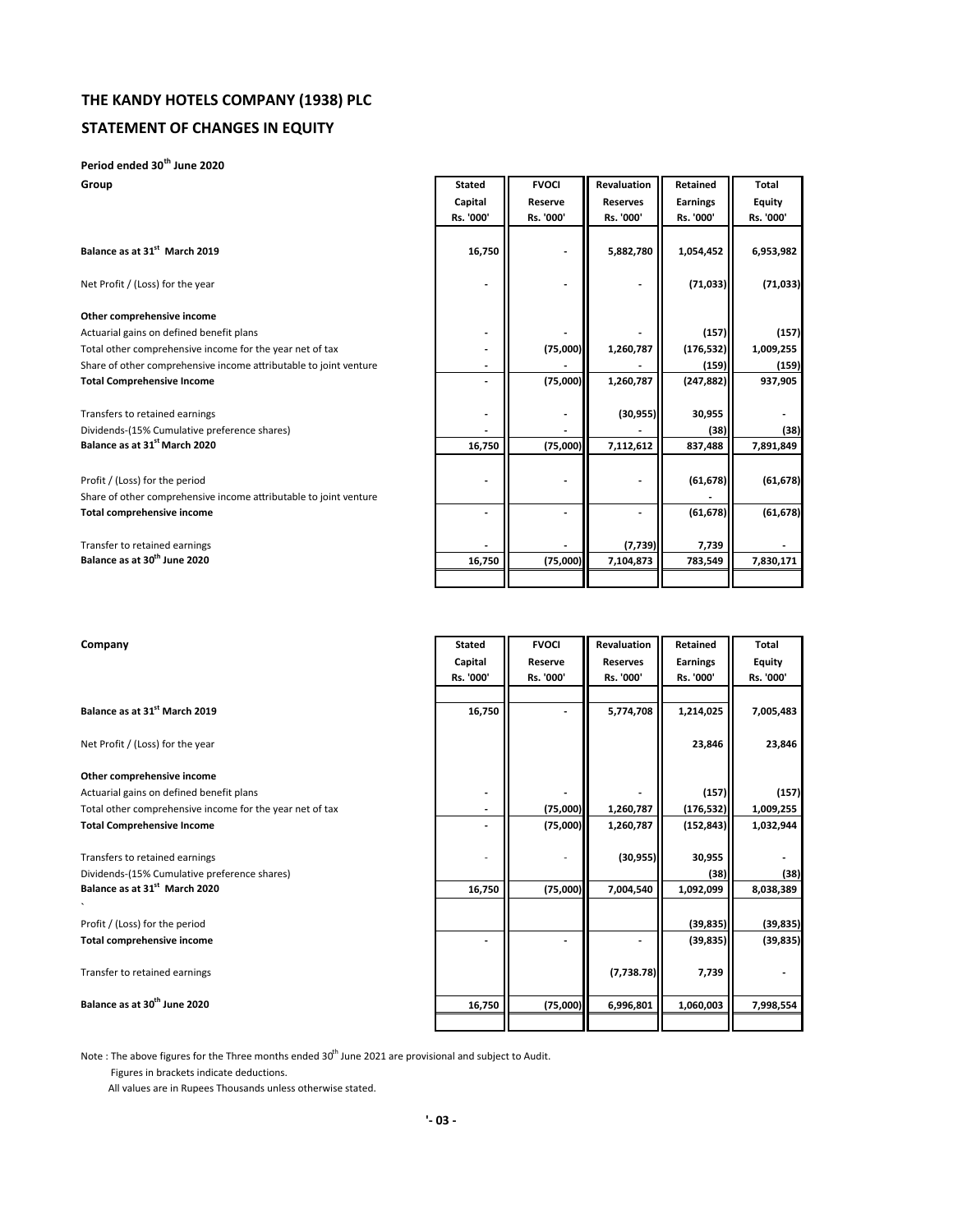# THE KANDY HOTELS COMPANY (1938) PLC

## STATEMENT OF CHANGES IN EQUITY

**Period ended 30th June 2020**

**Group**

| | Stated Capital Rs. '000' | FVOCI Reserve Rs. '000' | Revaluation Reserves Rs. '000' | Retained Earnings Rs. '000' | Total Equity Rs. '000' |
|---|---|---|---|---|---|
| **Balance as at 31st March 2019** | **16,750** | **-** | **5,882,780** | **1,054,452** | **6,953,982** |
| Net Profit / (Loss) for the year | - | - | - | (71,033) | (71,033) |
| **Other comprehensive income** | | | | | |
| Actuarial gains on defined benefit plans | - | - | - | (157) | (157) |
| Total other comprehensive income for the year net of tax | - | (75,000) | 1,260,787 | (176,532) | 1,009,255 |
| Share of other comprehensive income attributable to joint venture | - | - | - | (159) | (159) |
| **Total Comprehensive Income** | **-** | **(75,000)** | **1,260,787** | **(247,882)** | **937,905** |
| Transfers to retained earnings | - | - | (30,955) | 30,955 | - |
| Dividends-(15% Cumulative preference shares) | - | - | - | (38) | (38) |
| **Balance as at 31st March 2020** | **16,750** | **(75,000)** | **7,112,612** | **837,488** | **7,891,849** |
| Profit / (Loss) for the period | - | - | - | (61,678) | (61,678) |
| Share of other comprehensive income attributable to joint venture | | | | - | |
| **Total comprehensive income** | **-** | **-** | **-** | **(61,678)** | **(61,678)** |
| Transfer to retained earnings | - | - | (7,739) | 7,739 | - |
| **Balance as at 30th June 2020** | **16,750** | **(75,000)** | **7,104,873** | **783,549** | **7,830,171** |

**Company**

| | Stated Capital Rs. '000' | FVOCI Reserve Rs. '000' | Revaluation Reserves Rs. '000' | Retained Earnings Rs. '000' | Total Equity Rs. '000' |
|---|---|---|---|---|---|
| **Balance as at 31st March 2019** | **16,750** | **-** | **5,774,708** | **1,214,025** | **7,005,483** |
| Net Profit / (Loss) for the year | | | | 23,846 | 23,846 |
| **Other comprehensive income** | | | | | |
| Actuarial gains on defined benefit plans | - | - | - | (157) | (157) |
| Total other comprehensive income for the year net of tax | - | (75,000) | 1,260,787 | (176,532) | 1,009,255 |
| **Total Comprehensive Income** | **-** | **(75,000)** | **1,260,787** | **(152,843)** | **1,032,944** |
| Transfers to retained earnings | - | - | (30,955) | 30,955 | - |
| Dividends-(15% Cumulative preference shares) | | | | (38) | (38) |
| **Balance as at 31st March 2020** | **16,750** | **(75,000)** | **7,004,540** | **1,092,099** | **8,038,389** |
| Profit / (Loss) for the period | | | | (39,835) | (39,835) |
| **Total comprehensive income** | **-** | **-** | **-** | **(39,835)** | **(39,835)** |
| Transfer to retained earnings | | | (7,738.78) | 7,739 | - |
| **Balance as at 30th June 2020** | **16,750** | **(75,000)** | **6,996,801** | **1,060,003** | **7,998,554** |

Note : The above figures for the Three months ended 30th June 2021 are provisional and subject to Audit.

Figures in brackets indicate deductions.

All values are in Rupees Thousands unless otherwise stated.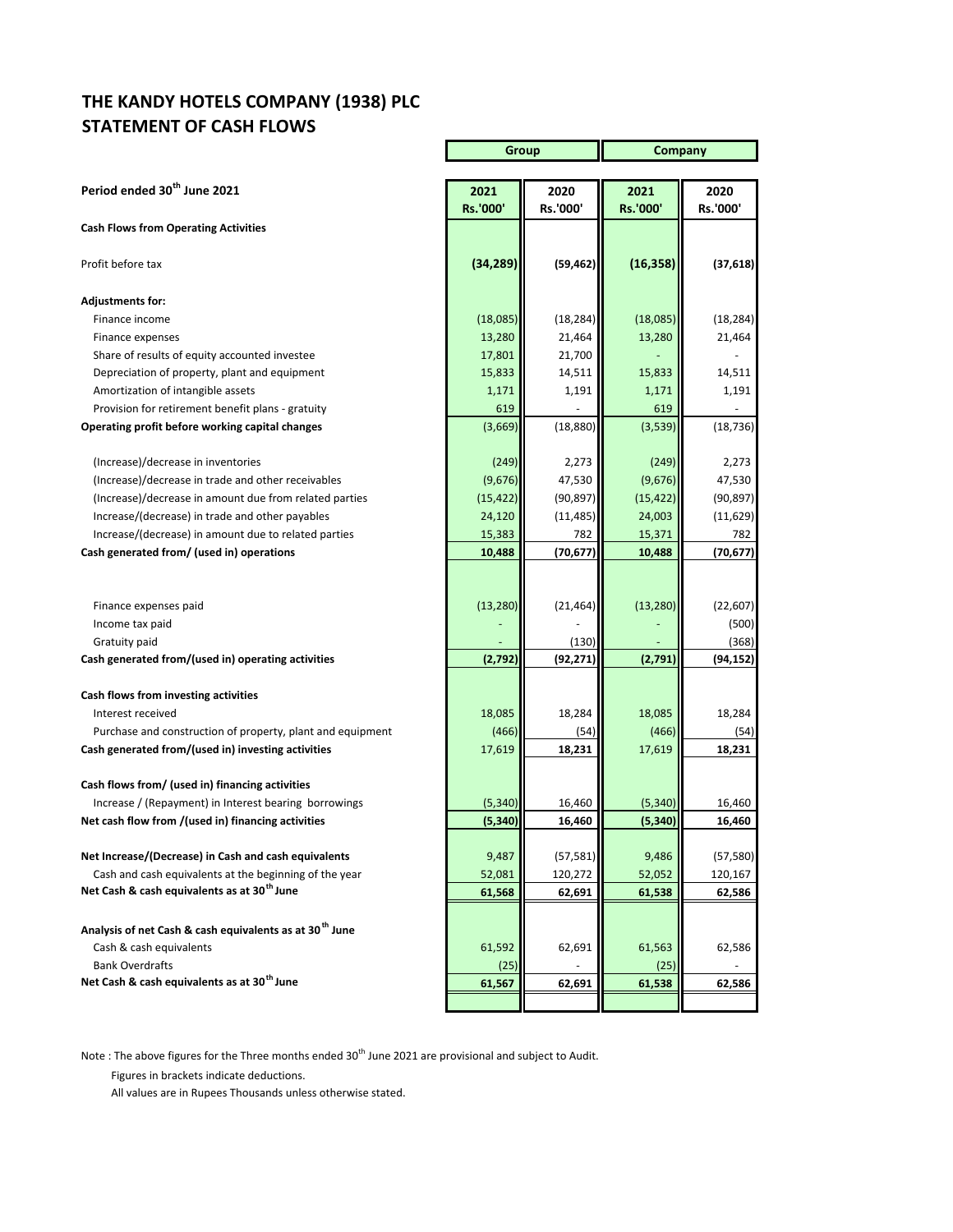# THE KANDY HOTELS COMPANY (1938) PLC
## STATEMENT OF CASH FLOWS

| | Group | | Company | |
|---|---|---|---|---|
| **Period ended 30th June 2021** | **2021 Rs.'000'** | **2020 Rs.'000'** | **2021 Rs.'000'** | **2020 Rs.'000'** |
| **Cash Flows from Operating Activities** | | | | |
| Profit before tax | **(34,289)** | **(59,462)** | **(16,358)** | **(37,618)** |
| **Adjustments for:** | | | | |
| Finance income | (18,085) | (18,284) | (18,085) | (18,284) |
| Finance expenses | 13,280 | 21,464 | 13,280 | 21,464 |
| Share of results of equity accounted investee | 17,801 | 21,700 | - | - |
| Depreciation of property, plant and equipment | 15,833 | 14,511 | 15,833 | 14,511 |
| Amortization of intangible assets | 1,171 | 1,191 | 1,171 | 1,191 |
| Provision for retirement benefit plans - gratuity | 619 | - | 619 | - |
| **Operating profit before working capital changes** | (3,669) | (18,880) | (3,539) | (18,736) |
| (Increase)/decrease in inventories | (249) | 2,273 | (249) | 2,273 |
| (Increase)/decrease in trade and other receivables | (9,676) | 47,530 | (9,676) | 47,530 |
| (Increase)/decrease in amount due from related parties | (15,422) | (90,897) | (15,422) | (90,897) |
| Increase/(decrease) in trade and other payables | 24,120 | (11,485) | 24,003 | (11,629) |
| Increase/(decrease) in amount due to related parties | 15,383 | 782 | 15,371 | 782 |
| **Cash generated from/ (used in) operations** | **10,488** | **(70,677)** | **10,488** | **(70,677)** |
| Finance expenses paid | (13,280) | (21,464) | (13,280) | (22,607) |
| Income tax paid | - | - | - | (500) |
| Gratuity paid | - | (130) | - | (368) |
| **Cash generated from/(used in) operating activities** | **(2,792)** | **(92,271)** | **(2,791)** | **(94,152)** |
| **Cash flows from investing activities** | | | | |
| Interest received | 18,085 | 18,284 | 18,085 | 18,284 |
| Purchase and construction of property, plant and equipment | (466) | (54) | (466) | (54) |
| **Cash generated from/(used in) investing activities** | 17,619 | **18,231** | 17,619 | **18,231** |
| **Cash flows from/ (used in) financing activities** | | | | |
| Increase / (Repayment) in Interest bearing borrowings | (5,340) | 16,460 | (5,340) | 16,460 |
| **Net cash flow from /(used in) financing activities** | **(5,340)** | **16,460** | **(5,340)** | **16,460** |
| **Net Increase/(Decrease) in Cash and cash equivalents** | 9,487 | (57,581) | 9,486 | (57,580) |
| Cash and cash equivalents at the beginning of the year | 52,081 | 120,272 | 52,052 | 120,167 |
| **Net Cash & cash equivalents as at 30th June** | **61,568** | **62,691** | **61,538** | **62,586** |
| **Analysis of net Cash & cash equivalents as at 30th June** | | | | |
| Cash & cash equivalents | 61,592 | 62,691 | 61,563 | 62,586 |
| Bank Overdrafts | (25) | - | (25) | - |
| **Net Cash & cash equivalents as at 30th June** | **61,567** | **62,691** | **61,538** | **62,586** |

Note : The above figures for the Three months ended 30th June 2021 are provisional and subject to Audit.

Figures in brackets indicate deductions.

All values are in Rupees Thousands unless otherwise stated.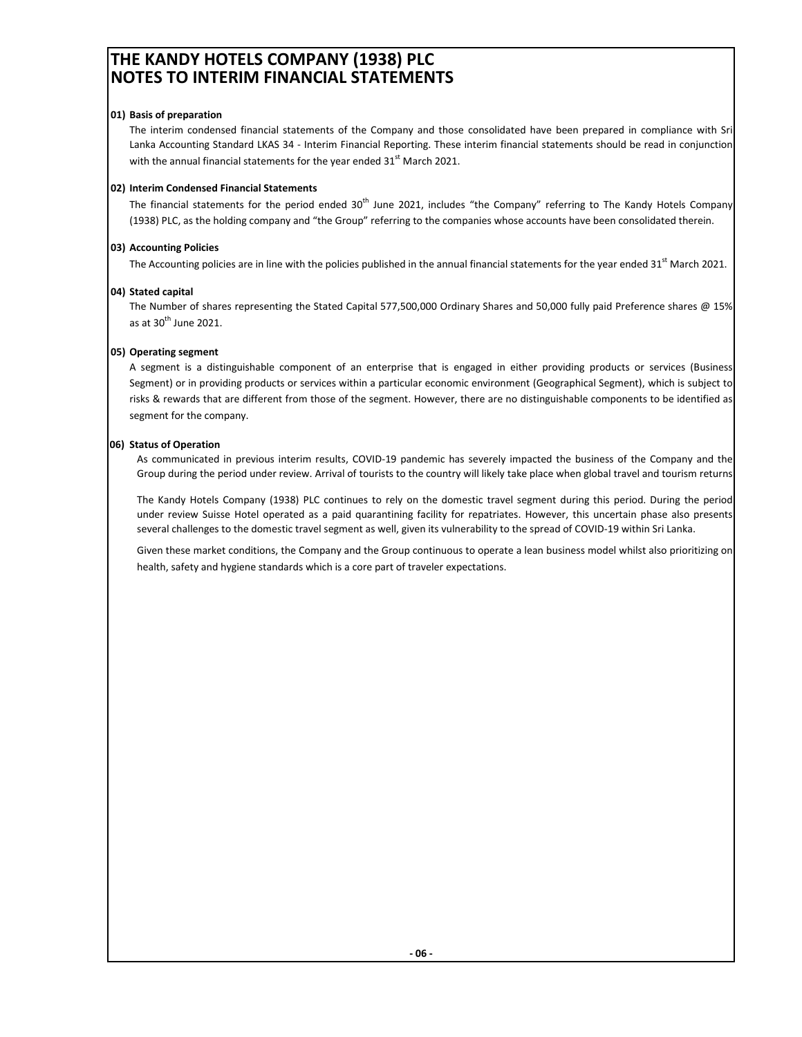# THE KANDY HOTELS COMPANY (1938) PLC
# NOTES TO INTERIM FINANCIAL STATEMENTS

**01) Basis of preparation**

The interim condensed financial statements of the Company and those consolidated have been prepared in compliance with Sri Lanka Accounting Standard LKAS 34 - Interim Financial Reporting. These interim financial statements should be read in conjunction with the annual financial statements for the year ended 31st March 2021.

**02) Interim Condensed Financial Statements**

The financial statements for the period ended 30th June 2021, includes "the Company" referring to The Kandy Hotels Company (1938) PLC, as the holding company and "the Group" referring to the companies whose accounts have been consolidated therein.

**03) Accounting Policies**

The Accounting policies are in line with the policies published in the annual financial statements for the year ended 31st March 2021.

**04) Stated capital**

The Number of shares representing the Stated Capital 577,500,000 Ordinary Shares and 50,000 fully paid Preference shares @ 15% as at 30th June 2021.

**05) Operating segment**

A segment is a distinguishable component of an enterprise that is engaged in either providing products or services (Business Segment) or in providing products or services within a particular economic environment (Geographical Segment), which is subject to risks & rewards that are different from those of the segment. However, there are no distinguishable components to be identified as segment for the company.

**06) Status of Operation**

As communicated in previous interim results, COVID-19 pandemic has severely impacted the business of the Company and the Group during the period under review. Arrival of tourists to the country will likely take place when global travel and tourism returns

The Kandy Hotels Company (1938) PLC continues to rely on the domestic travel segment during this period. During the period under review Suisse Hotel operated as a paid quarantining facility for repatriates. However, this uncertain phase also presents several challenges to the domestic travel segment as well, given its vulnerability to the spread of COVID-19 within Sri Lanka.

Given these market conditions, the Company and the Group continuous to operate a lean business model whilst also prioritizing on health, safety and hygiene standards which is a core part of traveler expectations.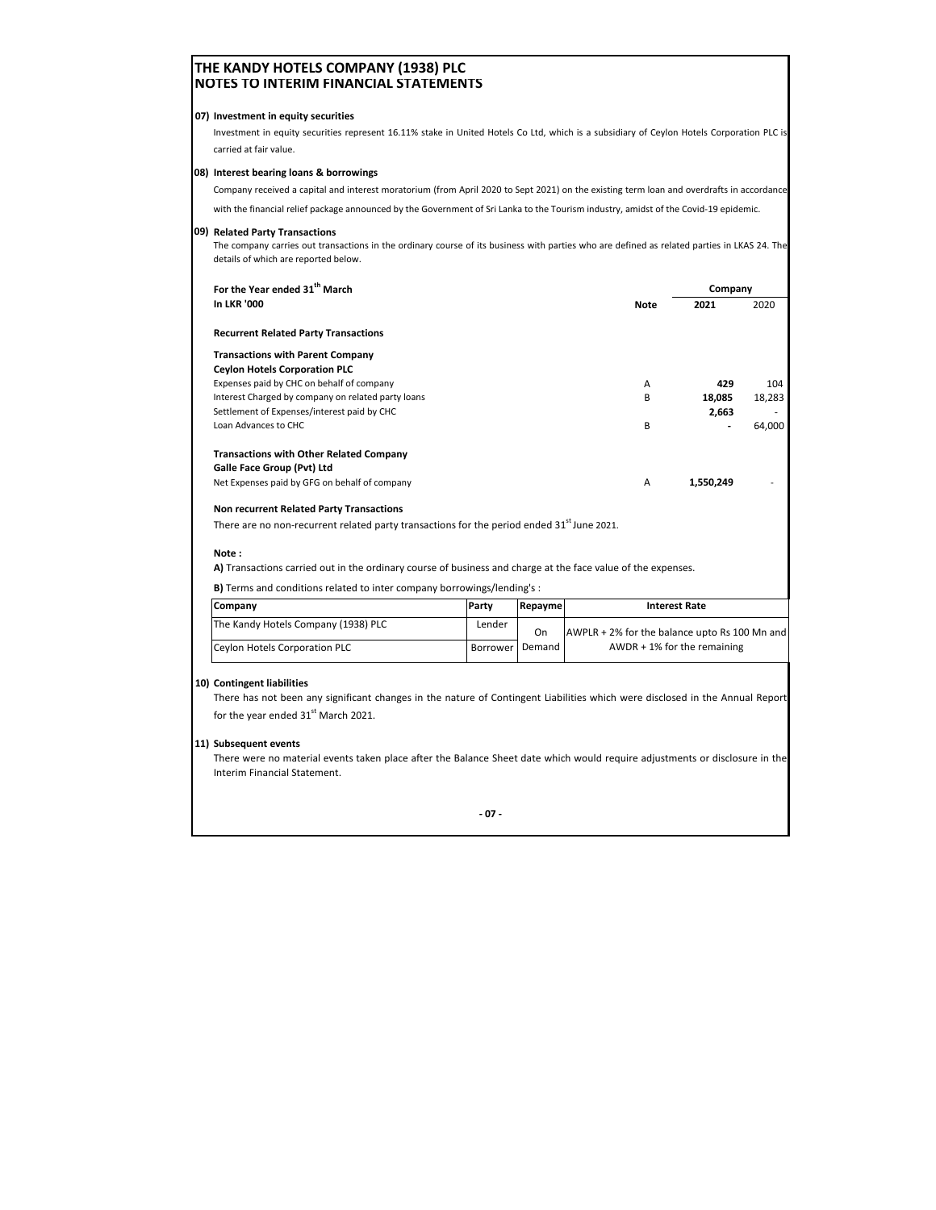# THE KANDY HOTELS COMPANY (1938) PLC
## NOTES TO INTERIM FINANCIAL STATEMENTS

### 07) Investment in equity securities

Investment in equity securities represent 16.11% stake in United Hotels Co Ltd, which is a subsidiary of Ceylon Hotels Corporation PLC is carried at fair value.

### 08) Interest bearing loans & borrowings

Company received a capital and interest moratorium (from April 2020 to Sept 2021) on the existing term loan and overdrafts in accordance with the financial relief package announced by the Government of Sri Lanka to the Tourism industry, amidst of the Covid-19 epidemic.

### 09) Related Party Transactions

The company carries out transactions in the ordinary course of its business with parties who are defined as related parties in LKAS 24. The details of which are reported below.

| For the Year ended 31th March<br>In LKR '000 | Note | Company 2021 | 2020 |
|---|---|---|---|
| **Recurrent Related Party Transactions** | | | |
| **Transactions with Parent Company** | | | |
| **Ceylon Hotels Corporation PLC** | | | |
| Expenses paid by CHC on behalf of company | A | **429** | 104 |
| Interest Charged by company on related party loans | B | **18,085** | 18,283 |
| Settlement of Expenses/interest paid by CHC | | **2,663** | - |
| Loan Advances to CHC | B | **-** | 64,000 |
| **Transactions with Other Related Company** | | | |
| **Galle Face Group (Pvt) Ltd** | | | |
| Net Expenses paid by GFG on behalf of company | A | **1,550,249** | - |

**Non recurrent Related Party Transactions**

There are no non-recurrent related party transactions for the period ended 31st June 2021.

**Note :**

**A)** Transactions carried out in the ordinary course of business and charge at the face value of the expenses.

**B)** Terms and conditions related to inter company borrowings/lending's :

| Company | Party | Repayme | Interest Rate |
|---|---|---|---|
| The Kandy Hotels Company (1938) PLC | Lender | On Demand | AWPLR + 2% for the balance upto Rs 100 Mn and AWDR + 1% for the remaining |
| Ceylon Hotels Corporation PLC | Borrower | | |

### 10) Contingent liabilities

There has not been any significant changes in the nature of Contingent Liabilities which were disclosed in the Annual Report for the year ended 31st March 2021.

### 11) Subsequent events

There were no material events taken place after the Balance Sheet date which would require adjustments or disclosure in the Interim Financial Statement.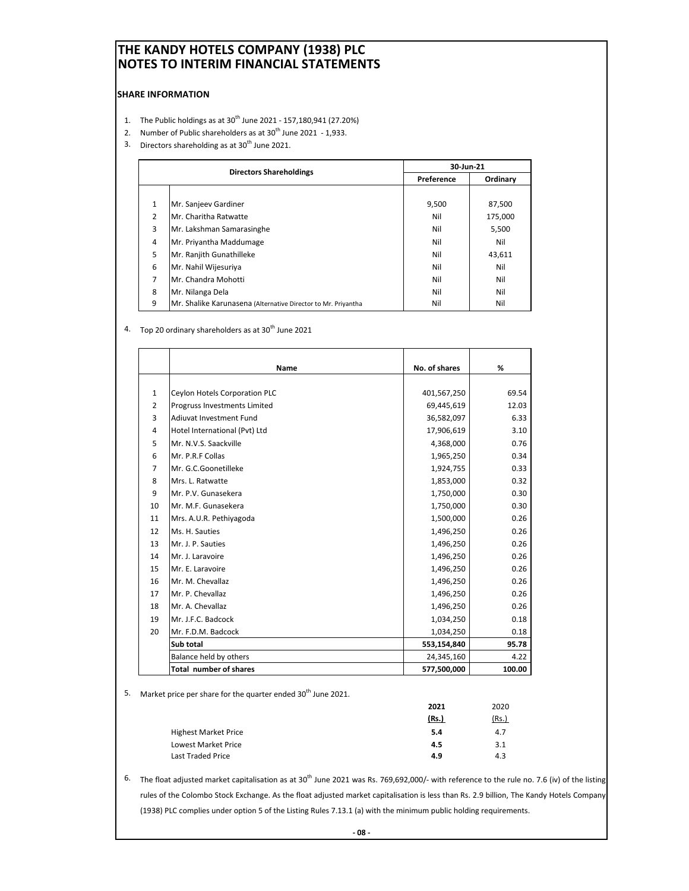# THE KANDY HOTELS COMPANY (1938) PLC
# NOTES TO INTERIM FINANCIAL STATEMENTS

## SHARE INFORMATION

1. The Public holdings as at 30th June 2021 - 157,180,941 (27.20%)
2. Number of Public shareholders as at 30th June 2021 - 1,933.
3. Directors shareholding as at 30th June 2021.

| | Directors Shareholdings | 30-Jun-21 | |
|---|---|---|---|
| | | Preference | Ordinary |
| 1 | Mr. Sanjeev Gardiner | 9,500 | 87,500 |
| 2 | Mr. Charitha Ratwatte | Nil | 175,000 |
| 3 | Mr. Lakshman Samarasinghe | Nil | 5,500 |
| 4 | Mr. Priyantha Maddumage | Nil | Nil |
| 5 | Mr. Ranjith Gunathilleke | Nil | 43,611 |
| 6 | Mr. Nahil Wijesuriya | Nil | Nil |
| 7 | Mr. Chandra Mohotti | Nil | Nil |
| 8 | Mr. Nilanga Dela | Nil | Nil |
| 9 | Mr. Shalike Karunasena (Alternative Director to Mr. Priyantha | Nil | Nil |

4. Top 20 ordinary shareholders as at 30th June 2021

| | Name | No. of shares | % |
|---|---|---|---|
| 1 | Ceylon Hotels Corporation PLC | 401,567,250 | 69.54 |
| 2 | Progruss Investments Limited | 69,445,619 | 12.03 |
| 3 | Adiuvat Investment Fund | 36,582,097 | 6.33 |
| 4 | Hotel International (Pvt) Ltd | 17,906,619 | 3.10 |
| 5 | Mr. N.V.S. Saackville | 4,368,000 | 0.76 |
| 6 | Mr. P.R.F Collas | 1,965,250 | 0.34 |
| 7 | Mr. G.C.Goonetilleke | 1,924,755 | 0.33 |
| 8 | Mrs. L. Ratwatte | 1,853,000 | 0.32 |
| 9 | Mr. P.V. Gunasekera | 1,750,000 | 0.30 |
| 10 | Mr. M.F. Gunasekera | 1,750,000 | 0.30 |
| 11 | Mrs. A.U.R. Pethiyagoda | 1,500,000 | 0.26 |
| 12 | Ms. H. Sauties | 1,496,250 | 0.26 |
| 13 | Mr. J. P. Sauties | 1,496,250 | 0.26 |
| 14 | Mr. J. Laravoire | 1,496,250 | 0.26 |
| 15 | Mr. E. Laravoire | 1,496,250 | 0.26 |
| 16 | Mr. M. Chevallaz | 1,496,250 | 0.26 |
| 17 | Mr. P. Chevallaz | 1,496,250 | 0.26 |
| 18 | Mr. A. Chevallaz | 1,496,250 | 0.26 |
| 19 | Mr. J.F.C. Badcock | 1,034,250 | 0.18 |
| 20 | Mr. F.D.M. Badcock | 1,034,250 | 0.18 |
| | **Sub total** | **553,154,840** | **95.78** |
| | Balance held by others | 24,345,160 | 4.22 |
| | **Total number of shares** | **577,500,000** | **100.00** |

5. Market price per share for the quarter ended 30th June 2021.

| | 2021 | 2020 |
|---|---|---|
| | (Rs.) | (Rs.) |
| Highest Market Price | 5.4 | 4.7 |
| Lowest Market Price | 4.5 | 3.1 |
| Last Traded Price | 4.9 | 4.3 |

6. The float adjusted market capitalisation as at 30th June 2021 was Rs. 769,692,000/- with reference to the rule no. 7.6 (iv) of the listing rules of the Colombo Stock Exchange. As the float adjusted market capitalisation is less than Rs. 2.9 billion, The Kandy Hotels Company (1938) PLC complies under option 5 of the Listing Rules 7.13.1 (a) with the minimum public holding requirements.